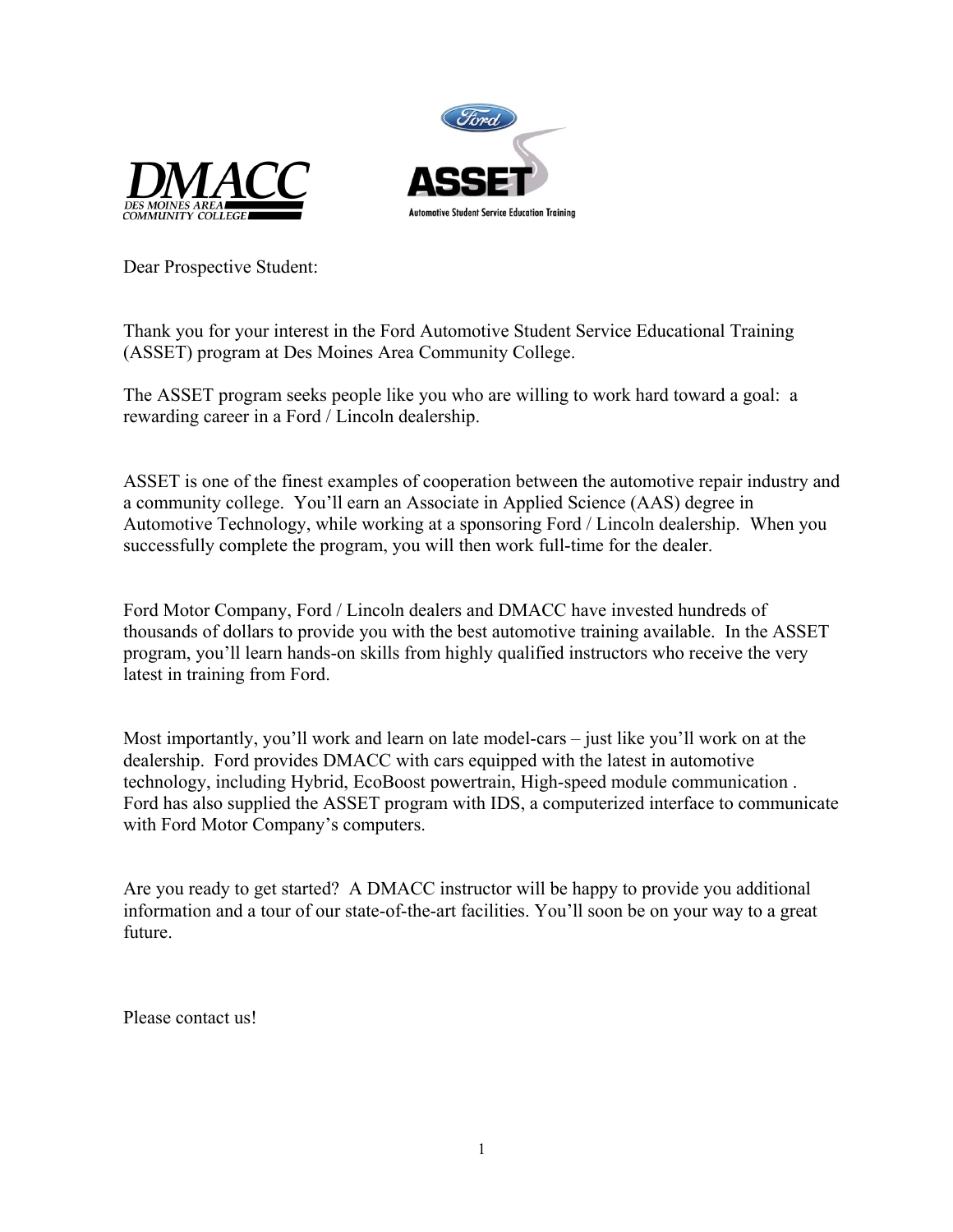Dear Prospective Student:

Thank you for your interest in the Ford Automotive Student Service Educational Training (ASSET) program at Des Moines Area Community College.

The ASSET program seeks people like you who are willing to work hard toward a goal: a rewarding career in a Ford / Lincoln dealership.

ASSET is one of the finest examples of cooperation between the automotive repair industry and a community college. You'll earn an Associate in Applied Science (AAS) degree in Automotive Technology, while working at a sponsoring Ford / Lincoln dealership. When you successfully complete the program, you will then work full-time for the dealer.

Ford Motor Company, Ford / Lincoln dealers and DMACC have invested hundreds of thousands of dollars to provide you with the best automotive training available. In the ASSET program, you'll learn hands-on skills from highly qualified instructors who receive the very latest in training from Ford.

Most importantly, you'll work and learn on late model-cars – just like you'll work on at the dealership. Ford provides DMACC with cars equipped with the latest in automotive technology, including Hybrid, EcoBoost powertrain, High-speed module communication . Ford has also supplied the ASSET program with IDS, a computerized interface to communicate with Ford Motor Company's computers.

Are you ready to get started? A DMACC instructor will be happy to provide you additional information and a tour of our state-of-the-art facilities. You'll soon be on your way to a great future.

Please contact us!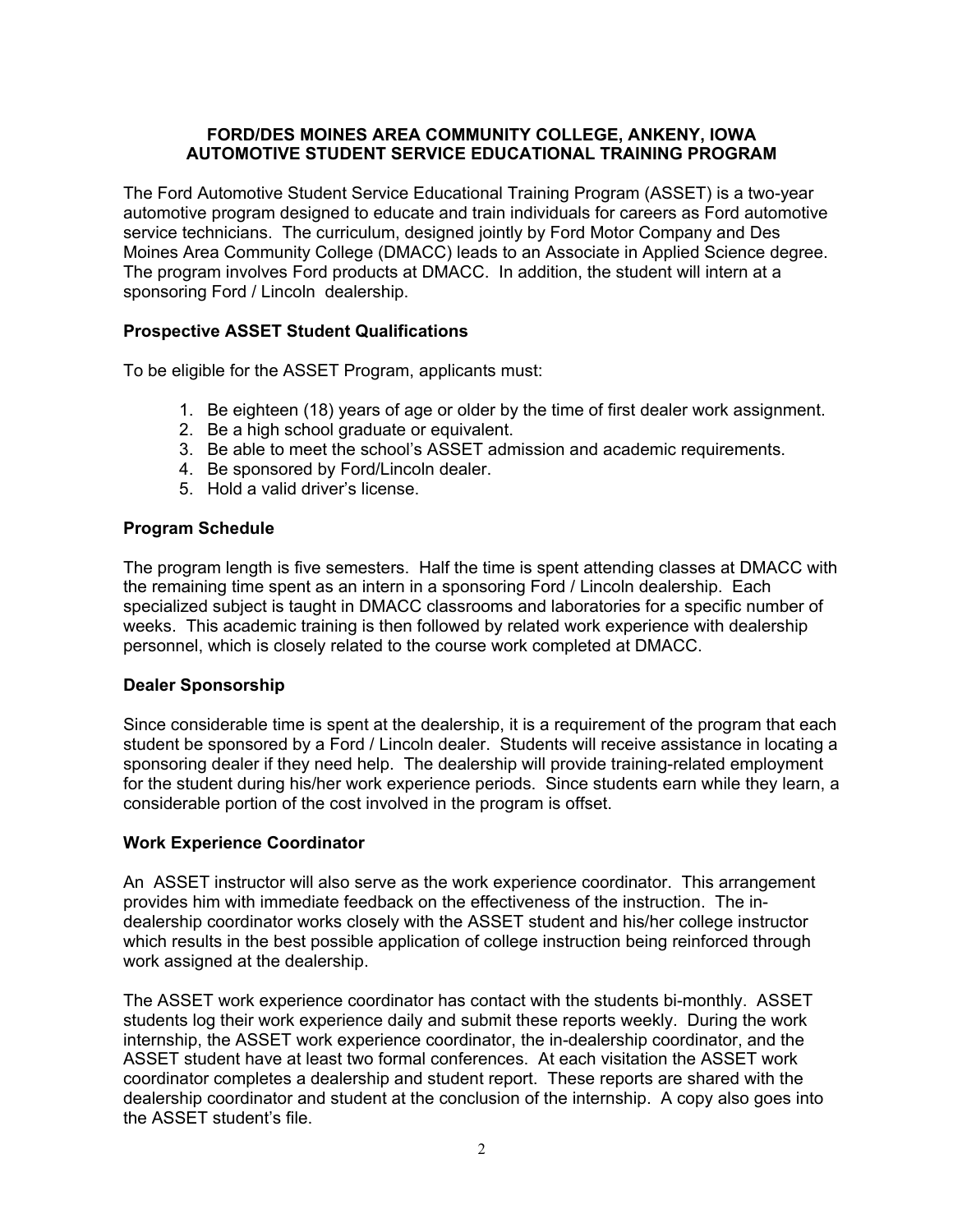# FORD/DES MOINES AREA COMMUNITY COLLEGE, ANKENY, IOWA
# AUTOMOTIVE STUDENT SERVICE EDUCATIONAL TRAINING PROGRAM

The Ford Automotive Student Service Educational Training Program (ASSET) is a two-year automotive program designed to educate and train individuals for careers as Ford automotive service technicians. The curriculum, designed jointly by Ford Motor Company and Des Moines Area Community College (DMACC) leads to an Associate in Applied Science degree. The program involves Ford products at DMACC. In addition, the student will intern at a sponsoring Ford / Lincoln dealership.

### Prospective ASSET Student Qualifications

To be eligible for the ASSET Program, applicants must:

1. Be eighteen (18) years of age or older by the time of first dealer work assignment.
2. Be a high school graduate or equivalent.
3. Be able to meet the school's ASSET admission and academic requirements.
4. Be sponsored by Ford/Lincoln dealer.
5. Hold a valid driver's license.

### Program Schedule

The program length is five semesters. Half the time is spent attending classes at DMACC with the remaining time spent as an intern in a sponsoring Ford / Lincoln dealership. Each specialized subject is taught in DMACC classrooms and laboratories for a specific number of weeks. This academic training is then followed by related work experience with dealership personnel, which is closely related to the course work completed at DMACC.

### Dealer Sponsorship

Since considerable time is spent at the dealership, it is a requirement of the program that each student be sponsored by a Ford / Lincoln dealer. Students will receive assistance in locating a sponsoring dealer if they need help. The dealership will provide training-related employment for the student during his/her work experience periods. Since students earn while they learn, a considerable portion of the cost involved in the program is offset.

### Work Experience Coordinator

An ASSET instructor will also serve as the work experience coordinator. This arrangement provides him with immediate feedback on the effectiveness of the instruction. The in-dealership coordinator works closely with the ASSET student and his/her college instructor which results in the best possible application of college instruction being reinforced through work assigned at the dealership.

The ASSET work experience coordinator has contact with the students bi-monthly. ASSET students log their work experience daily and submit these reports weekly. During the work internship, the ASSET work experience coordinator, the in-dealership coordinator, and the ASSET student have at least two formal conferences. At each visitation the ASSET work coordinator completes a dealership and student report. These reports are shared with the dealership coordinator and student at the conclusion of the internship. A copy also goes into the ASSET student's file.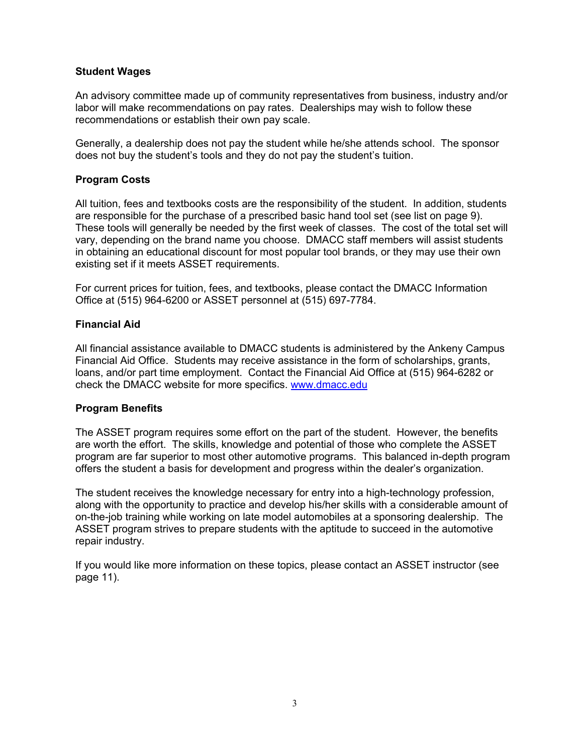**Student Wages**

An advisory committee made up of community representatives from business, industry and/or labor will make recommendations on pay rates. Dealerships may wish to follow these recommendations or establish their own pay scale.

Generally, a dealership does not pay the student while he/she attends school. The sponsor does not buy the student's tools and they do not pay the student's tuition.

**Program Costs**

All tuition, fees and textbooks costs are the responsibility of the student. In addition, students are responsible for the purchase of a prescribed basic hand tool set (see list on page 9). These tools will generally be needed by the first week of classes. The cost of the total set will vary, depending on the brand name you choose. DMACC staff members will assist students in obtaining an educational discount for most popular tool brands, or they may use their own existing set if it meets ASSET requirements.

For current prices for tuition, fees, and textbooks, please contact the DMACC Information Office at (515) 964-6200 or ASSET personnel at (515) 697-7784.

**Financial Aid**

All financial assistance available to DMACC students is administered by the Ankeny Campus Financial Aid Office. Students may receive assistance in the form of scholarships, grants, loans, and/or part time employment. Contact the Financial Aid Office at (515) 964-6282 or check the DMACC website for more specifics. [www.dmacc.edu](http://www.dmacc.edu)

**Program Benefits**

The ASSET program requires some effort on the part of the student. However, the benefits are worth the effort. The skills, knowledge and potential of those who complete the ASSET program are far superior to most other automotive programs. This balanced in-depth program offers the student a basis for development and progress within the dealer's organization.

The student receives the knowledge necessary for entry into a high-technology profession, along with the opportunity to practice and develop his/her skills with a considerable amount of on-the-job training while working on late model automobiles at a sponsoring dealership. The ASSET program strives to prepare students with the aptitude to succeed in the automotive repair industry.

If you would like more information on these topics, please contact an ASSET instructor (see page 11).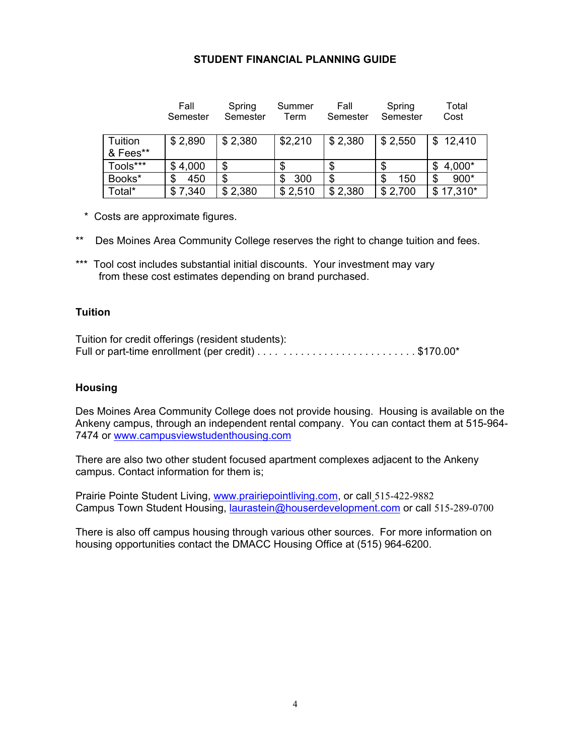## STUDENT FINANCIAL PLANNING GUIDE

| | Fall Semester | Spring Semester | Summer Term | Fall Semester | Spring Semester | Total Cost |
|---|---|---|---|---|---|---|
| Tuition & Fees** | $ 2,890 | $ 2,380 | $2,210 | $ 2,380 | $ 2,550 | $ 12,410 |
| Tools*** | $ 4,000 | $ | $ | $ | $ | $ 4,000* |
| Books* | $ 450 | $ | $ 300 | $ | $ 150 | $ 900* |
| Total* | $ 7,340 | $ 2,380 | $ 2,510 | $ 2,380 | $ 2,700 | $ 17,310* |

\* Costs are approximate figures.

** Des Moines Area Community College reserves the right to change tuition and fees.

*** Tool cost includes substantial initial discounts. Your investment may vary from these cost estimates depending on brand purchased.

### Tuition

Tuition for credit offerings (resident students):
Full or part-time enrollment (per credit) . . . . . . . . . . . . . . . . . . . . . . . . . . . $170.00*

### Housing

Des Moines Area Community College does not provide housing. Housing is available on the Ankeny campus, through an independent rental company. You can contact them at 515-964-7474 or www.campusviewstudenthousing.com

There are also two other student focused apartment complexes adjacent to the Ankeny campus. Contact information for them is;

Prairie Pointe Student Living, www.prairiepointliving.com, or call 515-422-9882
Campus Town Student Housing, laurastein@houserdevelopment.com or call 515-289-0700

There is also off campus housing through various other sources. For more information on housing opportunities contact the DMACC Housing Office at (515) 964-6200.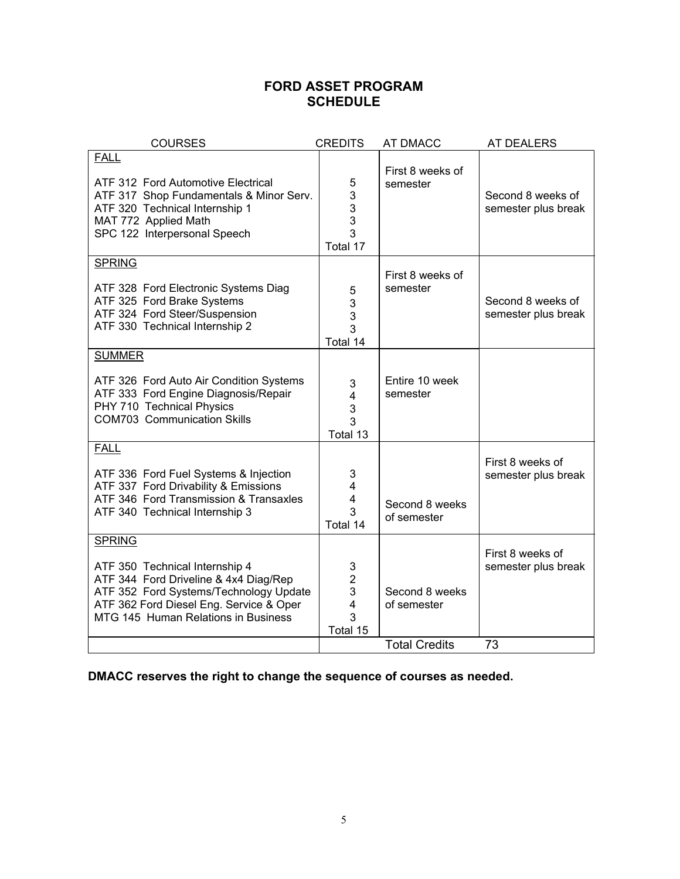# FORD ASSET PROGRAM
# SCHEDULE

| COURSES | CREDITS | AT DMACC | AT DEALERS |
|---|---|---|---|
| **FALL** | | | |
| ATF 312 Ford Automotive Electrical | 5 | First 8 weeks of semester | Second 8 weeks of semester plus break |
| ATF 317 Shop Fundamentals & Minor Serv. | 3 | | |
| ATF 320 Technical Internship 1 | 3 | | |
| MAT 772 Applied Math | 3 | | |
| SPC 122 Interpersonal Speech | 3 | | |
| | Total 17 | | |
| **SPRING** | | | |
| ATF 328 Ford Electronic Systems Diag | 5 | First 8 weeks of semester | Second 8 weeks of semester plus break |
| ATF 325 Ford Brake Systems | 3 | | |
| ATF 324 Ford Steer/Suspension | 3 | | |
| ATF 330 Technical Internship 2 | 3 | | |
| | Total 14 | | |
| **SUMMER** | | | |
| ATF 326 Ford Auto Air Condition Systems | 3 | Entire 10 week semester | |
| ATF 333 Ford Engine Diagnosis/Repair | 4 | | |
| PHY 710 Technical Physics | 3 | | |
| COM703 Communication Skills | 3 | | |
| | Total 13 | | |
| **FALL** | | | |
| ATF 336 Ford Fuel Systems & Injection | 3 | | First 8 weeks of semester plus break |
| ATF 337 Ford Drivability & Emissions | 4 | | |
| ATF 346 Ford Transmission & Transaxles | 4 | Second 8 weeks of semester | |
| ATF 340 Technical Internship 3 | 3 | | |
| | Total 14 | | |
| **SPRING** | | | |
| ATF 350 Technical Internship 4 | 3 | | First 8 weeks of semester plus break |
| ATF 344 Ford Driveline & 4x4 Diag/Rep | 2 | | |
| ATF 352 Ford Systems/Technology Update | 3 | Second 8 weeks of semester | |
| ATF 362 Ford Diesel Eng. Service & Oper | 4 | | |
| MTG 145 Human Relations in Business | 3 | | |
| | Total 15 | | |
| | | Total Credits | 73 |

**DMACC reserves the right to change the sequence of courses as needed.**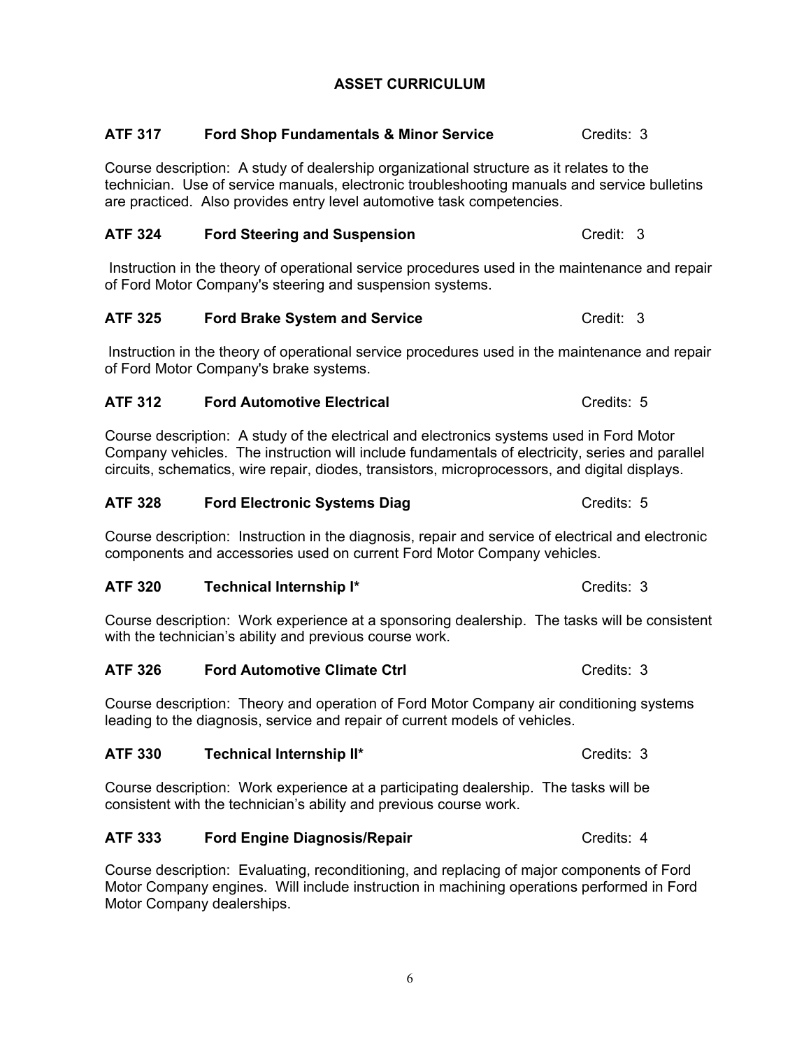# ASSET CURRICULUM

### ATF 317 Ford Shop Fundamentals & Minor Service — Credits: 3

Course description: A study of dealership organizational structure as it relates to the technician. Use of service manuals, electronic troubleshooting manuals and service bulletins are practiced. Also provides entry level automotive task competencies.

### ATF 324 Ford Steering and Suspension — Credit: 3

Instruction in the theory of operational service procedures used in the maintenance and repair of Ford Motor Company's steering and suspension systems.

### ATF 325 Ford Brake System and Service — Credit: 3

Instruction in the theory of operational service procedures used in the maintenance and repair of Ford Motor Company's brake systems.

### ATF 312 Ford Automotive Electrical — Credits: 5

Course description: A study of the electrical and electronics systems used in Ford Motor Company vehicles. The instruction will include fundamentals of electricity, series and parallel circuits, schematics, wire repair, diodes, transistors, microprocessors, and digital displays.

### ATF 328 Ford Electronic Systems Diag — Credits: 5

Course description: Instruction in the diagnosis, repair and service of electrical and electronic components and accessories used on current Ford Motor Company vehicles.

### ATF 320 Technical Internship I* — Credits: 3

Course description: Work experience at a sponsoring dealership. The tasks will be consistent with the technician's ability and previous course work.

### ATF 326 Ford Automotive Climate Ctrl — Credits: 3

Course description: Theory and operation of Ford Motor Company air conditioning systems leading to the diagnosis, service and repair of current models of vehicles.

### ATF 330 Technical Internship II* — Credits: 3

Course description: Work experience at a participating dealership. The tasks will be consistent with the technician's ability and previous course work.

### ATF 333 Ford Engine Diagnosis/Repair — Credits: 4

Course description: Evaluating, reconditioning, and replacing of major components of Ford Motor Company engines. Will include instruction in machining operations performed in Ford Motor Company dealerships.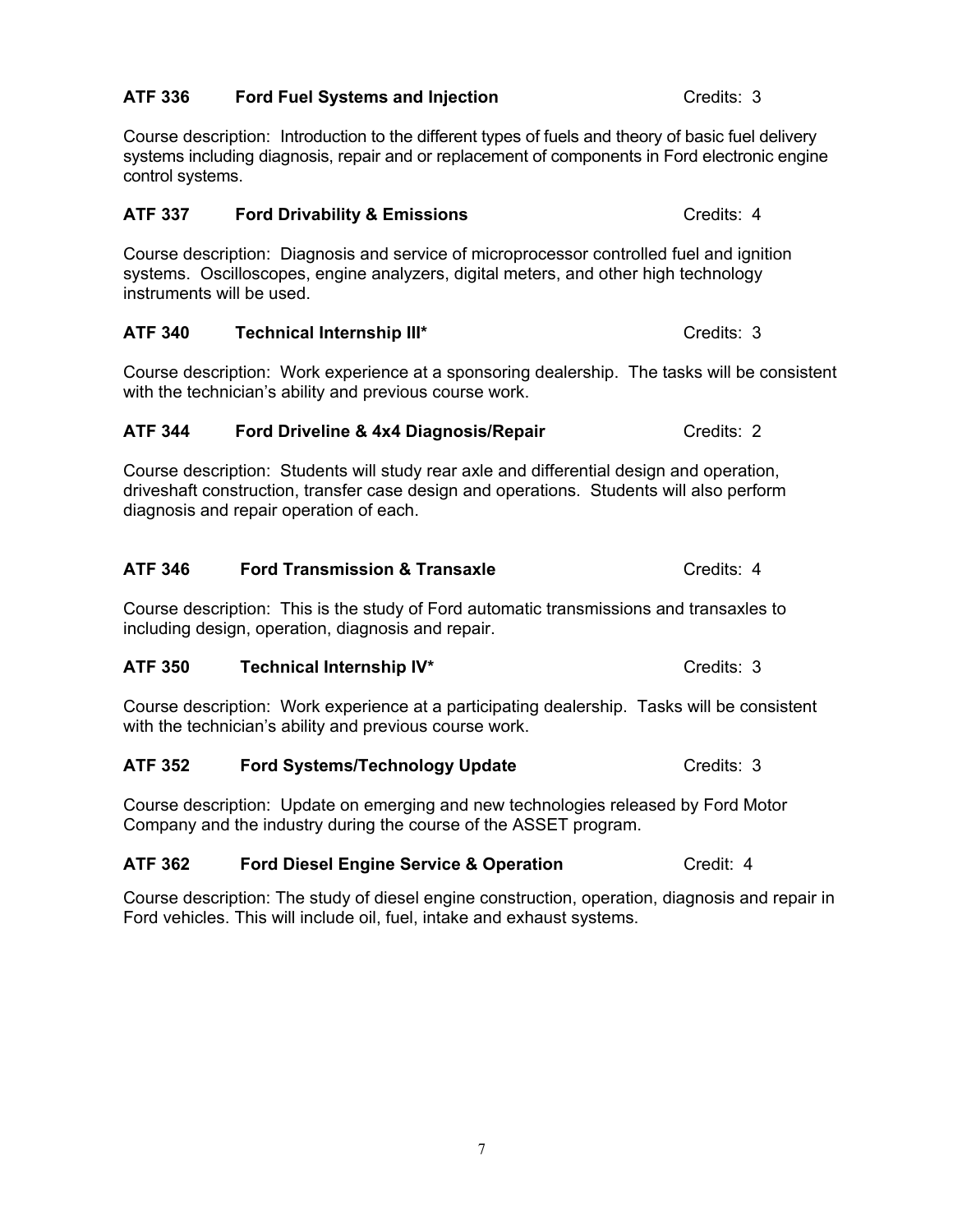**ATF 336 Ford Fuel Systems and Injection** Credits: 3

Course description: Introduction to the different types of fuels and theory of basic fuel delivery systems including diagnosis, repair and or replacement of components in Ford electronic engine control systems.

**ATF 337 Ford Drivability & Emissions** Credits: 4

Course description: Diagnosis and service of microprocessor controlled fuel and ignition systems. Oscilloscopes, engine analyzers, digital meters, and other high technology instruments will be used.

**ATF 340 Technical Internship III*** Credits: 3

Course description: Work experience at a sponsoring dealership. The tasks will be consistent with the technician's ability and previous course work.

**ATF 344 Ford Driveline & 4x4 Diagnosis/Repair** Credits: 2

Course description: Students will study rear axle and differential design and operation, driveshaft construction, transfer case design and operations. Students will also perform diagnosis and repair operation of each.

**ATF 346 Ford Transmission & Transaxle** Credits: 4

Course description: This is the study of Ford automatic transmissions and transaxles to including design, operation, diagnosis and repair.

**ATF 350 Technical Internship IV*** Credits: 3

Course description: Work experience at a participating dealership. Tasks will be consistent with the technician's ability and previous course work.

**ATF 352 Ford Systems/Technology Update** Credits: 3

Course description: Update on emerging and new technologies released by Ford Motor Company and the industry during the course of the ASSET program.

**ATF 362 Ford Diesel Engine Service & Operation** Credit: 4

Course description: The study of diesel engine construction, operation, diagnosis and repair in Ford vehicles. This will include oil, fuel, intake and exhaust systems.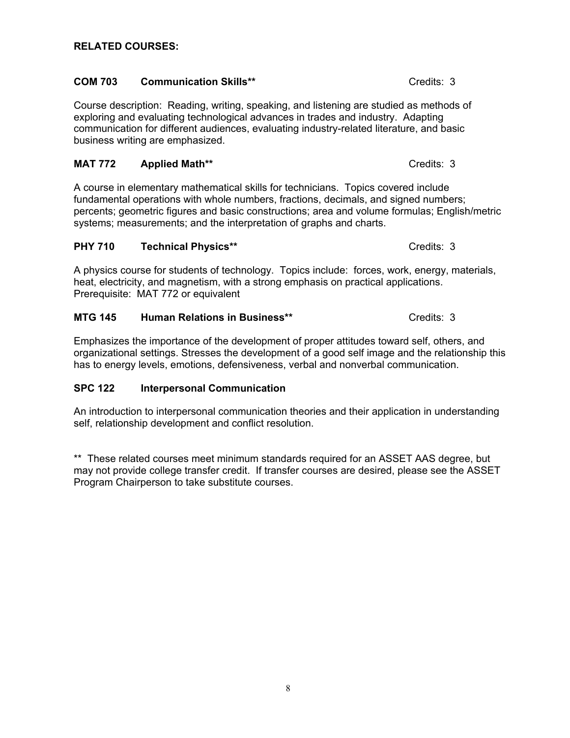**RELATED COURSES:**

**COM 703 Communication Skills**** Credits: 3

Course description: Reading, writing, speaking, and listening are studied as methods of exploring and evaluating technological advances in trades and industry. Adapting communication for different audiences, evaluating industry-related literature, and basic business writing are emphasized.

**MAT 772 Applied Math**** Credits: 3

A course in elementary mathematical skills for technicians. Topics covered include fundamental operations with whole numbers, fractions, decimals, and signed numbers; percents; geometric figures and basic constructions; area and volume formulas; English/metric systems; measurements; and the interpretation of graphs and charts.

**PHY 710 Technical Physics**** Credits: 3

A physics course for students of technology. Topics include: forces, work, energy, materials, heat, electricity, and magnetism, with a strong emphasis on practical applications. Prerequisite: MAT 772 or equivalent

**MTG 145 Human Relations in Business**** Credits: 3

Emphasizes the importance of the development of proper attitudes toward self, others, and organizational settings. Stresses the development of a good self image and the relationship this has to energy levels, emotions, defensiveness, verbal and nonverbal communication.

**SPC 122 Interpersonal Communication**

An introduction to interpersonal communication theories and their application in understanding self, relationship development and conflict resolution.

** These related courses meet minimum standards required for an ASSET AAS degree, but may not provide college transfer credit. If transfer courses are desired, please see the ASSET Program Chairperson to take substitute courses.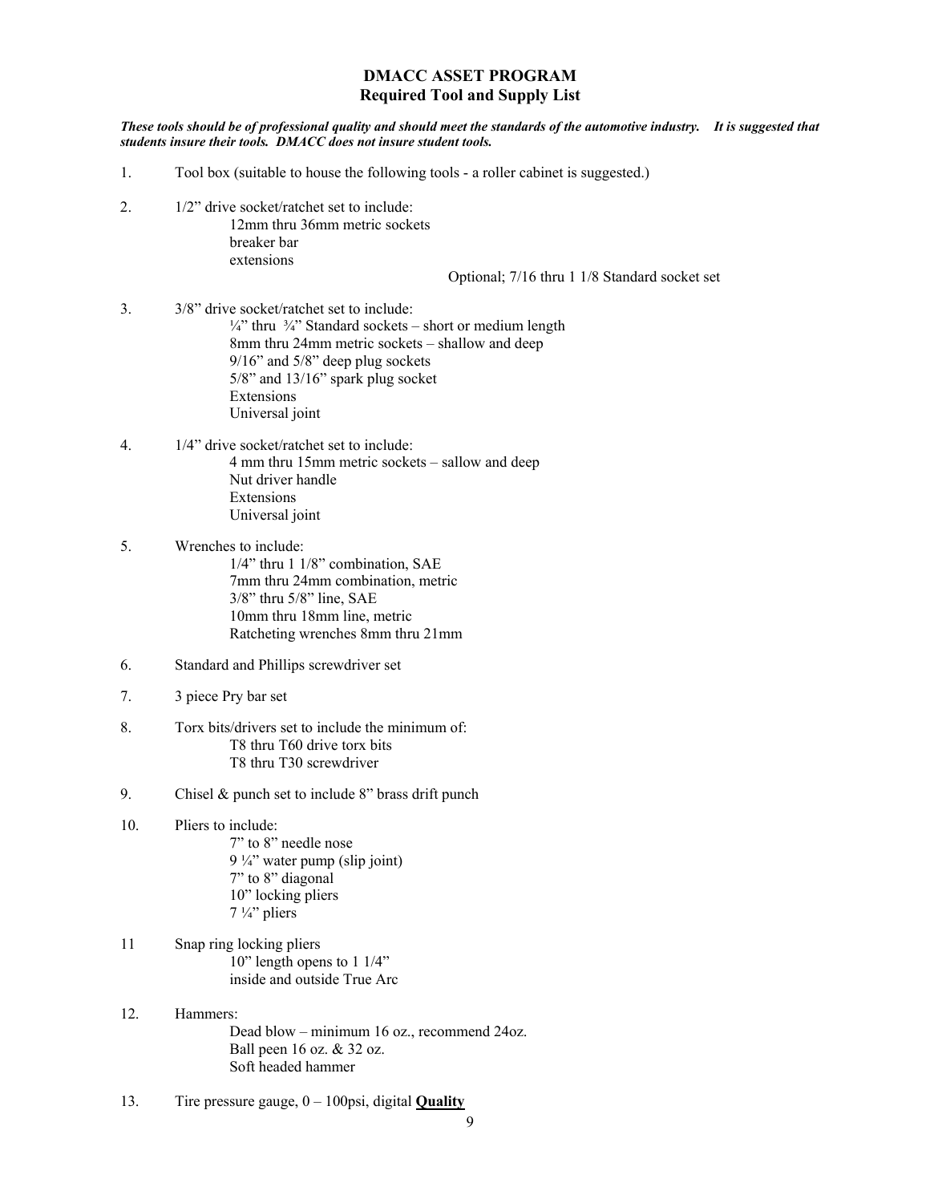## DMACC ASSET PROGRAM
## Required Tool and Supply List

***These tools should be of professional quality and should meet the standards of the automotive industry. It is suggested that students insure their tools. DMACC does not insure student tools.***

1. Tool box (suitable to house the following tools - a roller cabinet is suggested.)

2. 1/2" drive socket/ratchet set to include:
   - 12mm thru 36mm metric sockets
   - breaker bar
   - extensions

   Optional; 7/16 thru 1 1/8 Standard socket set

3. 3/8" drive socket/ratchet set to include:
   - ¼" thru ¾" Standard sockets – short or medium length
   - 8mm thru 24mm metric sockets – shallow and deep
   - 9/16" and 5/8" deep plug sockets
   - 5/8" and 13/16" spark plug socket
   - Extensions
   - Universal joint

4. 1/4" drive socket/ratchet set to include:
   - 4 mm thru 15mm metric sockets – sallow and deep
   - Nut driver handle
   - Extensions
   - Universal joint

5. Wrenches to include:
   - 1/4" thru 1 1/8" combination, SAE
   - 7mm thru 24mm combination, metric
   - 3/8" thru 5/8" line, SAE
   - 10mm thru 18mm line, metric
   - Ratcheting wrenches 8mm thru 21mm

6. Standard and Phillips screwdriver set

7. 3 piece Pry bar set

8. Torx bits/drivers set to include the minimum of:
   - T8 thru T60 drive torx bits
   - T8 thru T30 screwdriver

9. Chisel & punch set to include 8" brass drift punch

10. Pliers to include:
    - 7" to 8" needle nose
    - 9 ¼" water pump (slip joint)
    - 7" to 8" diagonal
    - 10" locking pliers
    - 7 ¼" pliers

11. Snap ring locking pliers
    - 10" length opens to 1 1/4"
    - inside and outside True Arc

12. Hammers:
    - Dead blow – minimum 16 oz., recommend 24oz.
    - Ball peen 16 oz. & 32 oz.
    - Soft headed hammer

13. Tire pressure gauge, 0 – 100psi, digital **<u>Quality</u>**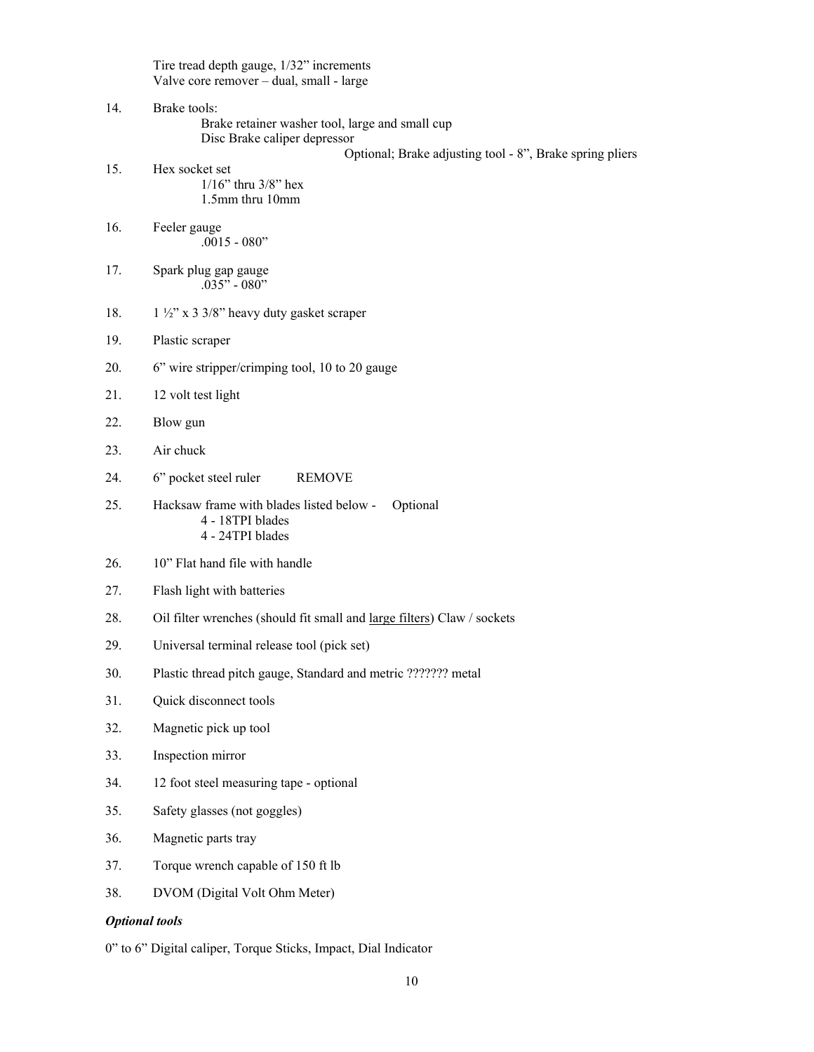Tire tread depth gauge, 1/32" increments
Valve core remover – dual, small - large

14. Brake tools:
    - Brake retainer washer tool, large and small cup
    - Disc Brake caliper depressor

    Optional; Brake adjusting tool - 8", Brake spring pliers

15. Hex socket set
    - 1/16" thru 3/8" hex
    - 1.5mm thru 10mm

16. Feeler gauge
    - .0015 - 080"

17. Spark plug gap gauge
    - .035" - 080"

18. 1 ½" x 3 3/8" heavy duty gasket scraper

19. Plastic scraper

20. 6" wire stripper/crimping tool, 10 to 20 gauge

21. 12 volt test light

22. Blow gun

23. Air chuck

24. 6" pocket steel ruler REMOVE

25. Hacksaw frame with blades listed below - Optional
    - 4 - 18TPI blades
    - 4 - 24TPI blades

26. 10" Flat hand file with handle

27. Flash light with batteries

28. Oil filter wrenches (should fit small and <u>large filters</u>) Claw / sockets

29. Universal terminal release tool (pick set)

30. Plastic thread pitch gauge, Standard and metric ??????? metal

31. Quick disconnect tools

32. Magnetic pick up tool

33. Inspection mirror

34. 12 foot steel measuring tape - optional

35. Safety glasses (not goggles)

36. Magnetic parts tray

37. Torque wrench capable of 150 ft lb

38. DVOM (Digital Volt Ohm Meter)

***Optional tools***

0" to 6" Digital caliper, Torque Sticks, Impact, Dial Indicator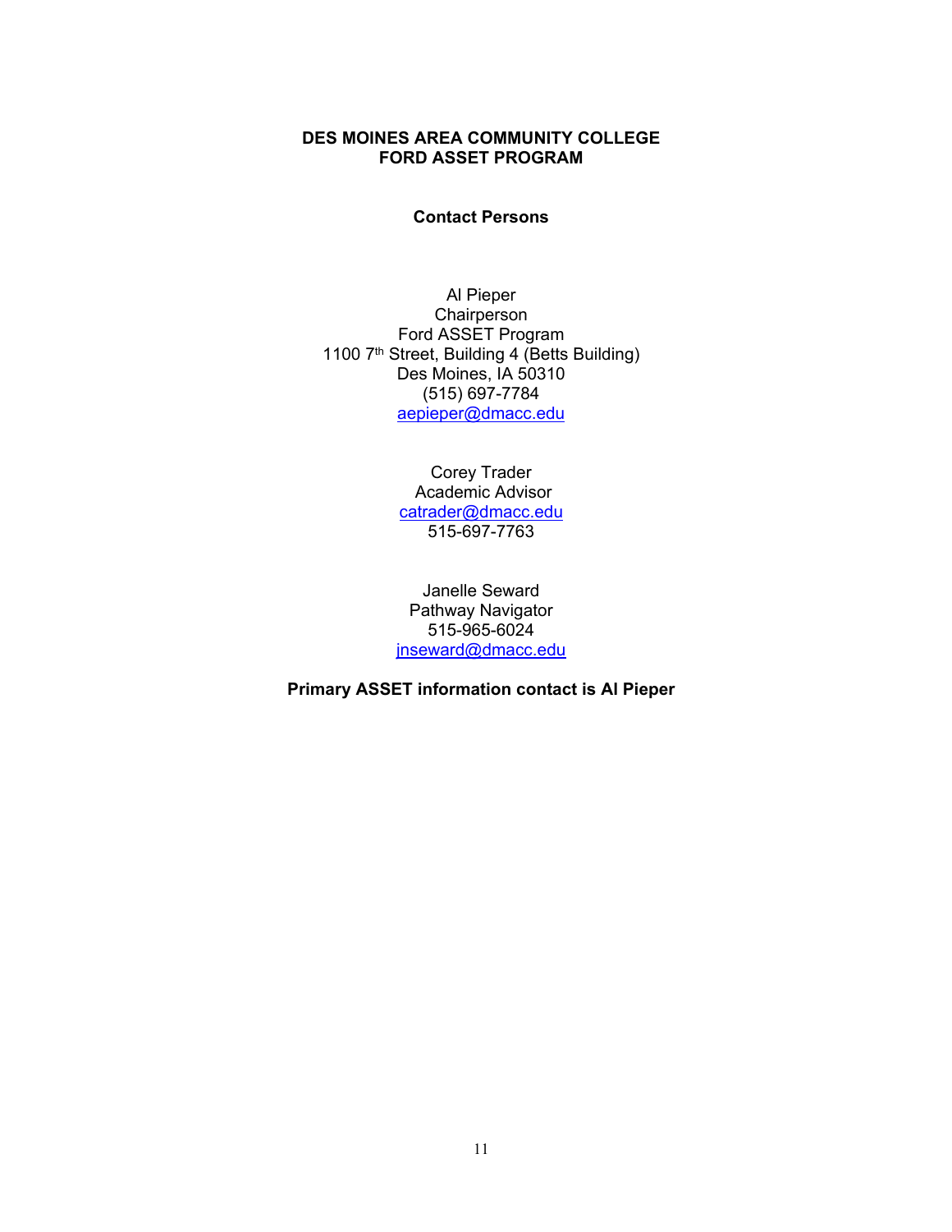**DES MOINES AREA COMMUNITY COLLEGE**
**FORD ASSET PROGRAM**

**Contact Persons**

Al Pieper
Chairperson
Ford ASSET Program
1100 7th Street, Building 4 (Betts Building)
Des Moines, IA 50310
(515) 697-7784
aepieper@dmacc.edu

Corey Trader
Academic Advisor
catrader@dmacc.edu
515-697-7763

Janelle Seward
Pathway Navigator
515-965-6024
jnseward@dmacc.edu

**Primary ASSET information contact is Al Pieper**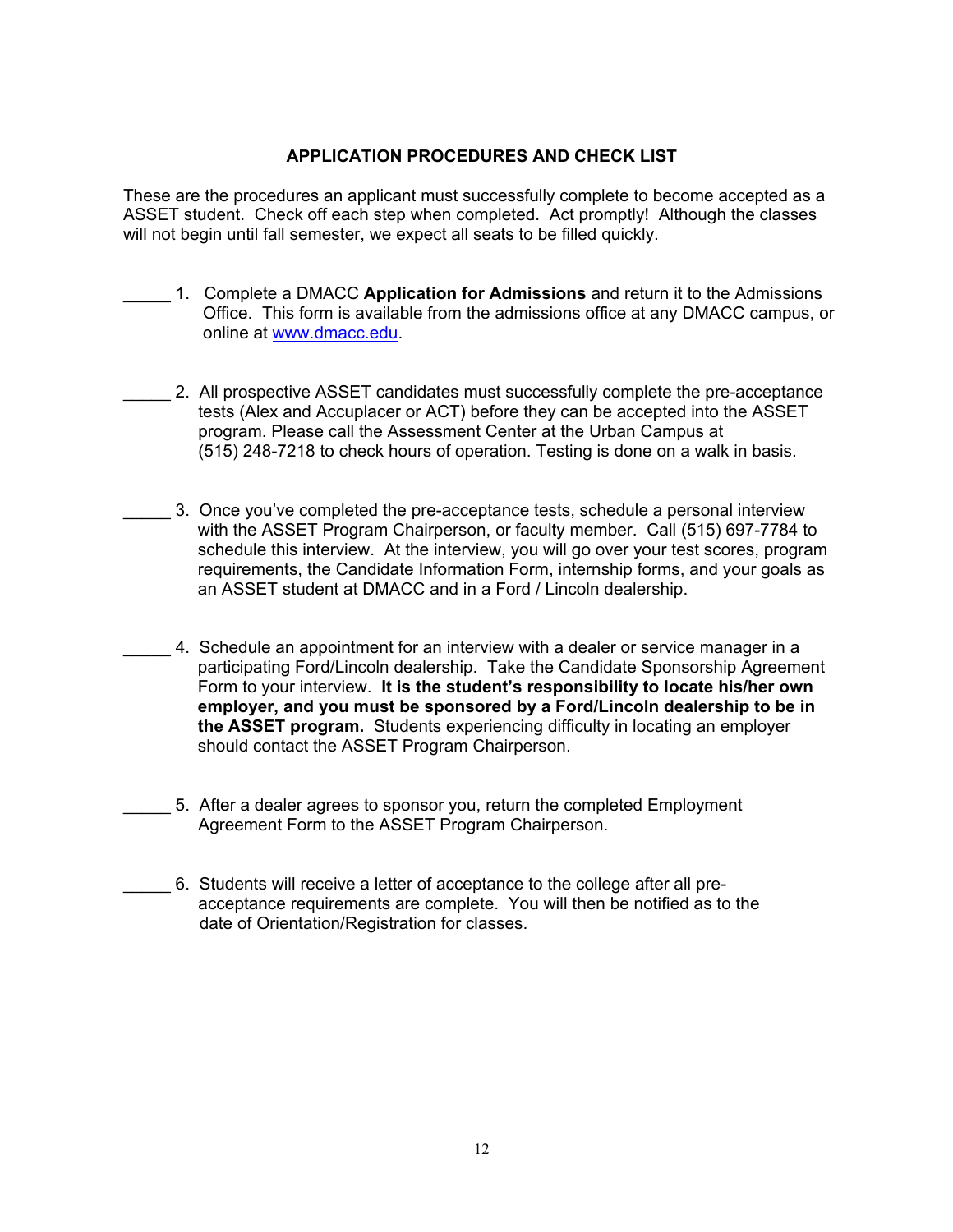## APPLICATION PROCEDURES AND CHECK LIST

These are the procedures an applicant must successfully complete to become accepted as a ASSET student. Check off each step when completed. Act promptly! Although the classes will not begin until fall semester, we expect all seats to be filled quickly.

_____ 1. Complete a DMACC **Application for Admissions** and return it to the Admissions Office. This form is available from the admissions office at any DMACC campus, or online at www.dmacc.edu.

_____ 2. All prospective ASSET candidates must successfully complete the pre-acceptance tests (Alex and Accuplacer or ACT) before they can be accepted into the ASSET program. Please call the Assessment Center at the Urban Campus at (515) 248-7218 to check hours of operation. Testing is done on a walk in basis.

_____ 3. Once you've completed the pre-acceptance tests, schedule a personal interview with the ASSET Program Chairperson, or faculty member. Call (515) 697-7784 to schedule this interview. At the interview, you will go over your test scores, program requirements, the Candidate Information Form, internship forms, and your goals as an ASSET student at DMACC and in a Ford / Lincoln dealership.

_____ 4. Schedule an appointment for an interview with a dealer or service manager in a participating Ford/Lincoln dealership. Take the Candidate Sponsorship Agreement Form to your interview. **It is the student's responsibility to locate his/her own employer, and you must be sponsored by a Ford/Lincoln dealership to be in the ASSET program.** Students experiencing difficulty in locating an employer should contact the ASSET Program Chairperson.

_____ 5. After a dealer agrees to sponsor you, return the completed Employment Agreement Form to the ASSET Program Chairperson.

_____ 6. Students will receive a letter of acceptance to the college after all pre-acceptance requirements are complete. You will then be notified as to the date of Orientation/Registration for classes.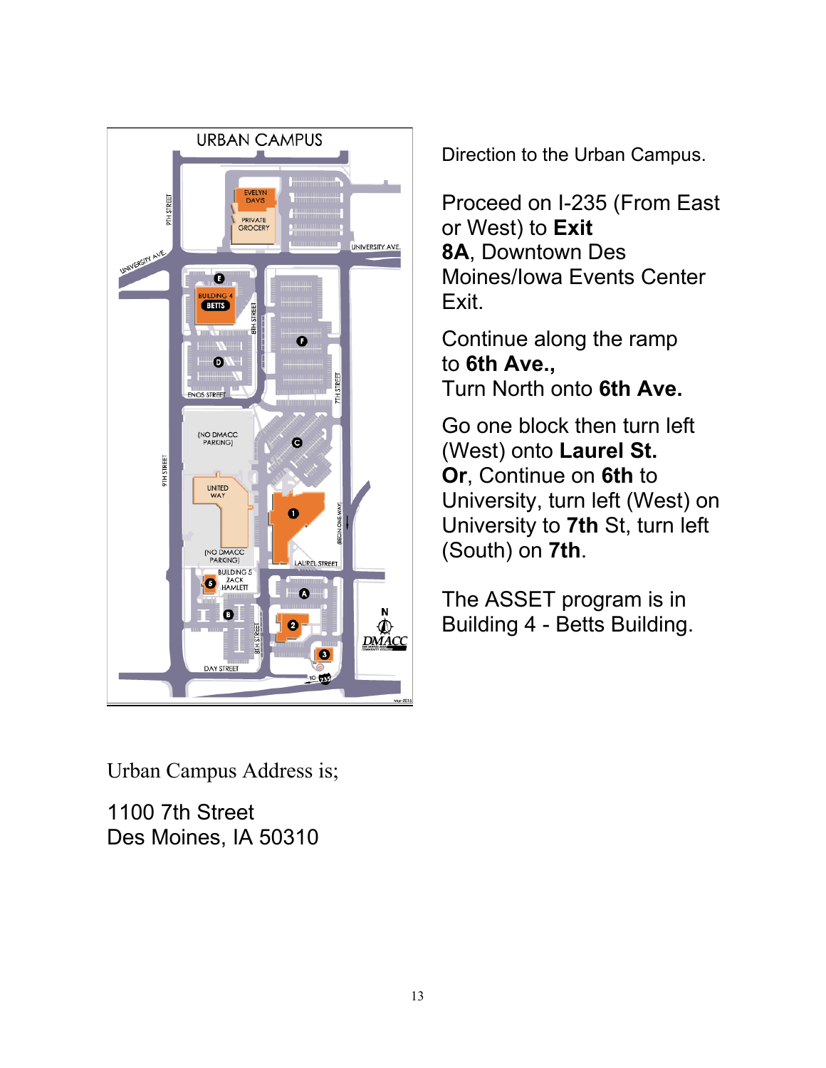URBAN CAMPUS

EVELYN DAVIS

PRIVATE GROCERY

9TH STREET

UNIVERSITY AVE.

UNIVERSITY AVE.

E

BUILDING 4 BETTS

8TH STREET

F

D

ENOS STREET

7TH STREET

(NO DMACC PARKING)

C

9TH STREET

UNITED WAY

1

(BEGIN ONE WAY)

(NO DMACC PARKING)

LAUREL STREET

BUILDING 5 ZACK HAMLETT

5

A

B

N

2

DMACC

8TH STREET

3

DAY STREET

10

235

Direction to the Urban Campus.

Proceed on I-235 (From East or West) to **Exit 8A**, Downtown Des Moines/Iowa Events Center Exit.

Continue along the ramp to **6th Ave.,**
Turn North onto **6th Ave.**

Go one block then turn left (West) onto **Laurel St.**
**Or**, Continue on **6th** to University, turn left (West) on University to **7th** St, turn left (South) on **7th**.

The ASSET program is in Building 4 - Betts Building.

Urban Campus Address is;

1100 7th Street
Des Moines, IA 50310